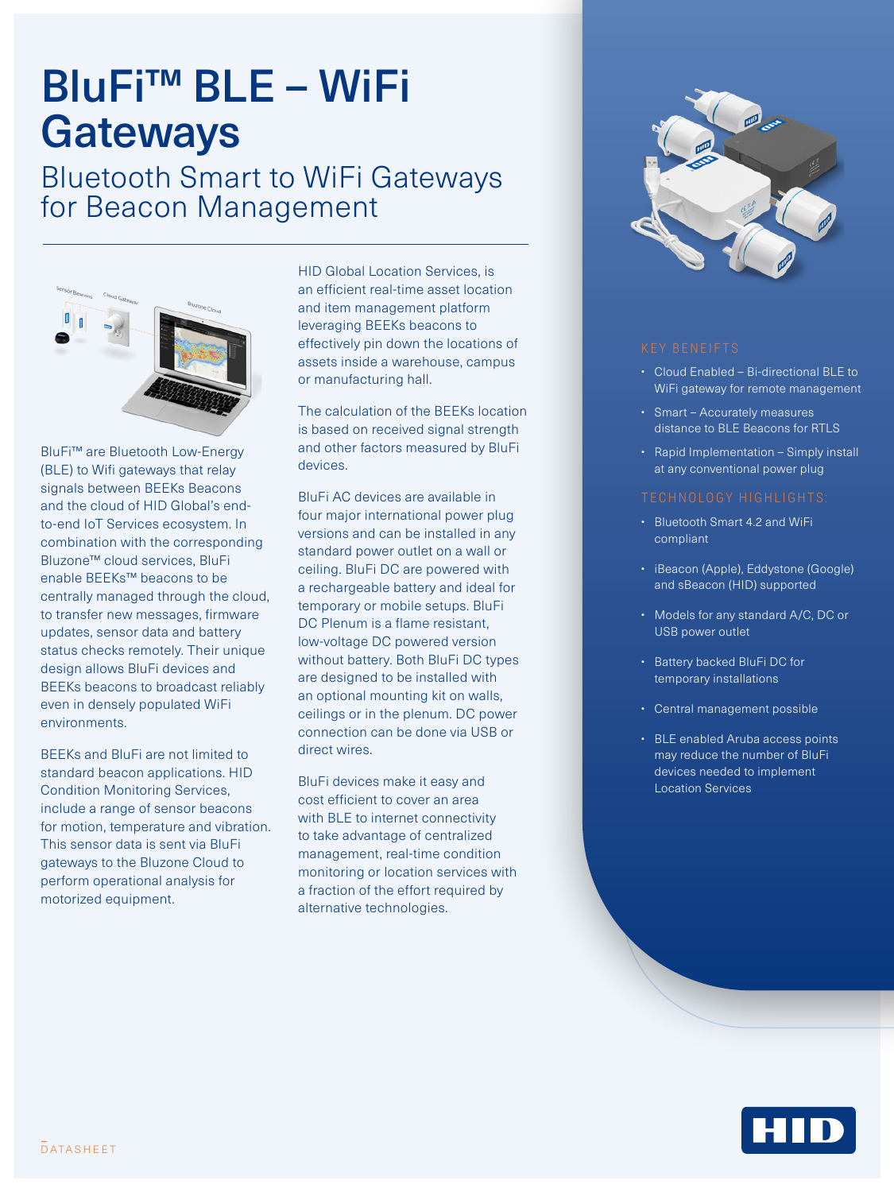# BluFi™ BLE – WiFi Gateways

## Bluetooth Smart to WiFi Gateways for Beacon Management

BluFi™ are Bluetooth Low-Energy (BLE) to Wifi gateways that relay signals between BEEKs Beacons and the cloud of HID Global's end-to-end IoT Services ecosystem. In combination with the corresponding Bluzone™ cloud services, BluFi enable BEEKs™ beacons to be centrally managed through the cloud, to transfer new messages, firmware updates, sensor data and battery status checks remotely. Their unique design allows BluFi devices and BEEKs beacons to broadcast reliably even in densely populated WiFi environments.

BEEKs and BluFi are not limited to standard beacon applications. HID Condition Monitoring Services, include a range of sensor beacons for motion, temperature and vibration. This sensor data is sent via BluFi gateways to the Bluzone Cloud to perform operational analysis for motorized equipment.

HID Global Location Services, is an efficient real-time asset location and item management platform leveraging BEEKs beacons to effectively pin down the locations of assets inside a warehouse, campus or manufacturing hall.

The calculation of the BEEKs location is based on received signal strength and other factors measured by BluFi devices.

BluFi AC devices are available in four major international power plug versions and can be installed in any standard power outlet on a wall or ceiling. BluFi DC are powered with a rechargeable battery and ideal for temporary or mobile setups. BluFi DC Plenum is a flame resistant, low-voltage DC powered version without battery. Both BluFi DC types are designed to be installed with an optional mounting kit on walls, ceilings or in the plenum. DC power connection can be done via USB or direct wires.

BluFi devices make it easy and cost efficient to cover an area with BLE to internet connectivity to take advantage of centralized management, real-time condition monitoring or location services with a fraction of the effort required by alternative technologies.

### KEY BENEFITS

- Cloud Enabled – Bi-directional BLE to WiFi gateway for remote management
- Smart – Accurately measures distance to BLE Beacons for RTLS
- Rapid Implementation – Simply install at any conventional power plug

### TECHNOLOGY HIGHLIGHTS:

- Bluetooth Smart 4.2 and WiFi compliant
- iBeacon (Apple), Eddystone (Google) and sBeacon (HID) supported
- Models for any standard A/C, DC or USB power outlet
- Battery backed BluFi DC for temporary installations
- Central management possible
- BLE enabled Aruba access points may reduce the number of BluFi devices needed to implement Location Services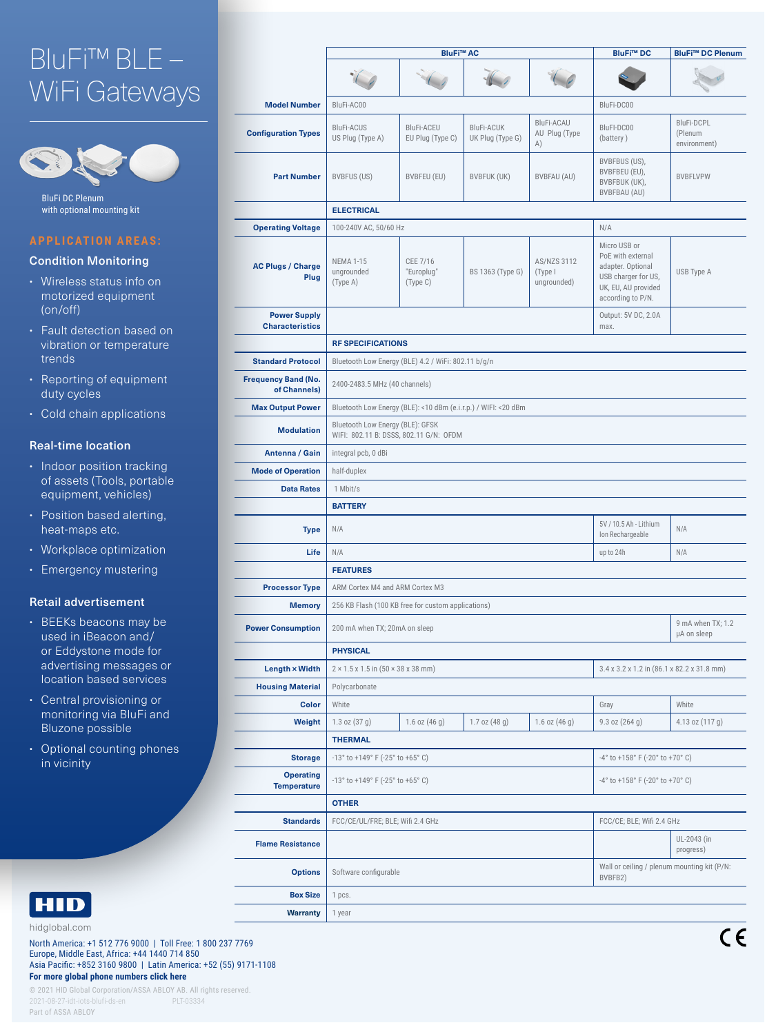# BluFi™ BLE – WiFi Gateways

BluFi DC Plenum
with optional mounting kit

**APPLICATION AREAS:**

### Condition Monitoring

- Wireless status info on motorized equipment (on/off)
- Fault detection based on vibration or temperature trends
- Reporting of equipment duty cycles
- Cold chain applications

### Real-time location

- Indoor position tracking of assets (Tools, portable equipment, vehicles)
- Position based alerting, heat-maps etc.
- Workplace optimization
- Emergency mustering

### Retail advertisement

- BEEKs beacons may be used in iBeacon and/ or Eddystone mode for advertising messages or location based services
- Central provisioning or monitoring via BluFi and Bluzone possible
- Optional counting phones in vicinity

| | BluFi™ AC | | | | BluFi™ DC | BluFi™ DC Plenum |
|---|---|---|---|---|---|---|
| **Model Number** | BluFi-AC00 | | | | BluFi-DC00 | |
| **Configuration Types** | BluFi-ACUS US Plug (Type A) | BluFi-ACEU EU Plug (Type C) | BluFi-ACUK UK Plug (Type G) | BluFi-ACAU AU Plug (Type A) | BluFi-DC00 (battery ) | BluFi-DCPL (Plenum environment) |
| **Part Number** | BVBFUS (US) | BVBFEU (EU) | BVBFUK (UK) | BVBFAU (AU) | BVBFBUS (US), BVBFBEU (EU), BVBFBUK (UK), BVBFBAU (AU) | BVBFLVPW |
| | **ELECTRICAL** | | | | | |
| **Operating Voltage** | 100-240V AC, 50/60 Hz | | | | N/A | |
| **AC Plugs / Charge Plug** | NEMA 1-15 ungrounded (Type A) | CEE 7/16 "Europlug" (Type C) | BS 1363 (Type G) | AS/NZS 3112 (Type I ungrounded) | Micro USB or PoE with external adapter. Optional USB charger for US, UK, EU, AU provided according to P/N. | USB Type A |
| **Power Supply Characteristics** | | | | | Output: 5V DC, 2.0A max. | |
| | **RF SPECIFICATIONS** | | | | | |
| **Standard Protocol** | Bluetooth Low Energy (BLE) 4.2 / WiFi: 802.11 b/g/n | | | | | |
| **Frequency Band (No. of Channels)** | 2400-2483.5 MHz (40 channels) | | | | | |
| **Max Output Power** | Bluetooth Low Energy (BLE): <10 dBm (e.i.r.p.) / WIFI: <20 dBm | | | | | |
| **Modulation** | Bluetooth Low Energy (BLE): GFSK<br>WIFI: 802.11 B: DSSS, 802.11 G/N: OFDM | | | | | |
| **Antenna / Gain** | integral pcb, 0 dBi | | | | | |
| **Mode of Operation** | half-duplex | | | | | |
| **Data Rates** | 1 Mbit/s | | | | | |
| | **BATTERY** | | | | | |
| **Type** | N/A | | | | 5V / 10.5 Ah - Lithium Ion Rechargeable | N/A |
| **Life** | N/A | | | | up to 24h | N/A |
| | **FEATURES** | | | | | |
| **Processor Type** | ARM Cortex M4 and ARM Cortex M3 | | | | | |
| **Memory** | 256 KB Flash (100 KB free for custom applications) | | | | | |
| **Power Consumption** | 200 mA when TX; 20mA on sleep | | | | | 9 mA when TX; 1.2 µA on sleep |
| | **PHYSICAL** | | | | | |
| **Length × Width** | 2 × 1.5 x 1.5 in (50 × 38 x 38 mm) | | | | 3.4 x 3.2 x 1.2 in (86.1 x 82.2 x 31.8 mm) | |
| **Housing Material** | Polycarbonate | | | | | |
| **Color** | White | | | | Gray | White |
| **Weight** | 1.3 oz (37 g) | 1.6 oz (46 g) | 1.7 oz (48 g) | 1.6 oz (46 g) | 9.3 oz (264 g) | 4.13 oz (117 g) |
| | **THERMAL** | | | | | |
| **Storage** | -13° to +149° F (-25° to +65° C) | | | | -4° to +158° F (-20° to +70° C) | |
| **Operating Temperature** | -13° to +149° F (-25° to +65° C) | | | | -4° to +158° F (-20° to +70° C) | |
| | **OTHER** | | | | | |
| **Standards** | FCC/CE/UL/FRE; BLE; Wifi 2.4 GHz | | | | FCC/CE; BLE; Wifi 2.4 GHz | |
| **Flame Resistance** | | | | | | UL-2043 (in progress) |
| **Options** | Software configurable | | | | Wall or ceiling / plenum mounting kit (P/N: BVBFB2) | |
| **Box Size** | 1 pcs. | | | | | |
| **Warranty** | 1 year | | | | | |

hidglobal.com

North America: +1 512 776 9000 | Toll Free: 1 800 237 7769
Europe, Middle East, Africa: +44 1440 714 850
Asia Pacific: +852 3160 9800 | Latin America: +52 (55) 9171-1108
**For more global phone numbers click here**

© 2021 HID Global Corporation/ASSA ABLOY AB. All rights reserved.
2021-08-27-idt-iots-blufi-ds-en PLT-03334
Part of ASSA ABLOY